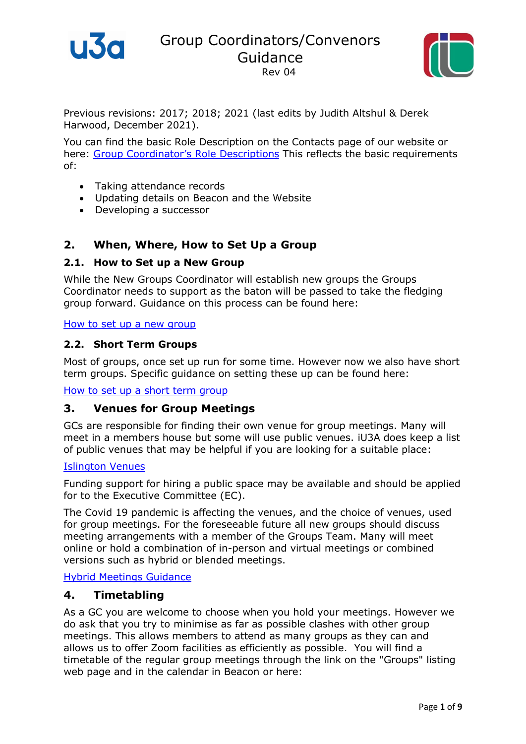# Group Coordinators/Convenors Guidance

Rev 04

Previous revisions: 2017; 2018; 2021 (last edits by Judith Altshul & Derek Harwood, December 2021).

You can find the basic Role Description on the Contacts page of our website or here: [Group Coordinator's Role Descriptions] This reflects the basic requirements of:

- Taking attendance records
- Updating details on Beacon and the Website
- Developing a successor

## 2. When, Where, How to Set Up a Group

### 2.1. How to Set up a New Group

While the New Groups Coordinator will establish new groups the Groups Coordinator needs to support as the baton will be passed to take the fledging group forward. Guidance on this process can be found here:

[How to set up a new group]

### 2.2. Short Term Groups

Most of groups, once set up run for some time. However now we also have short term groups. Specific guidance on setting these up can be found here:

[How to set up a short term group]

## 3. Venues for Group Meetings

GCs are responsible for finding their own venue for group meetings. Many will meet in a members house but some will use public venues. iU3A does keep a list of public venues that may be helpful if you are looking for a suitable place:

[Islington Venues]

Funding support for hiring a public space may be available and should be applied for to the Executive Committee (EC).

The Covid 19 pandemic is affecting the venues, and the choice of venues, used for group meetings. For the foreseeable future all new groups should discuss meeting arrangements with a member of the Groups Team. Many will meet online or hold a combination of in-person and virtual meetings or combined versions such as hybrid or blended meetings.

[Hybrid Meetings Guidance]

## 4. Timetabling

As a GC you are welcome to choose when you hold your meetings. However we do ask that you try to minimise as far as possible clashes with other group meetings. This allows members to attend as many groups as they can and allows us to offer Zoom facilities as efficiently as possible. You will find a timetable of the regular group meetings through the link on the "Groups" listing web page and in the calendar in Beacon or here: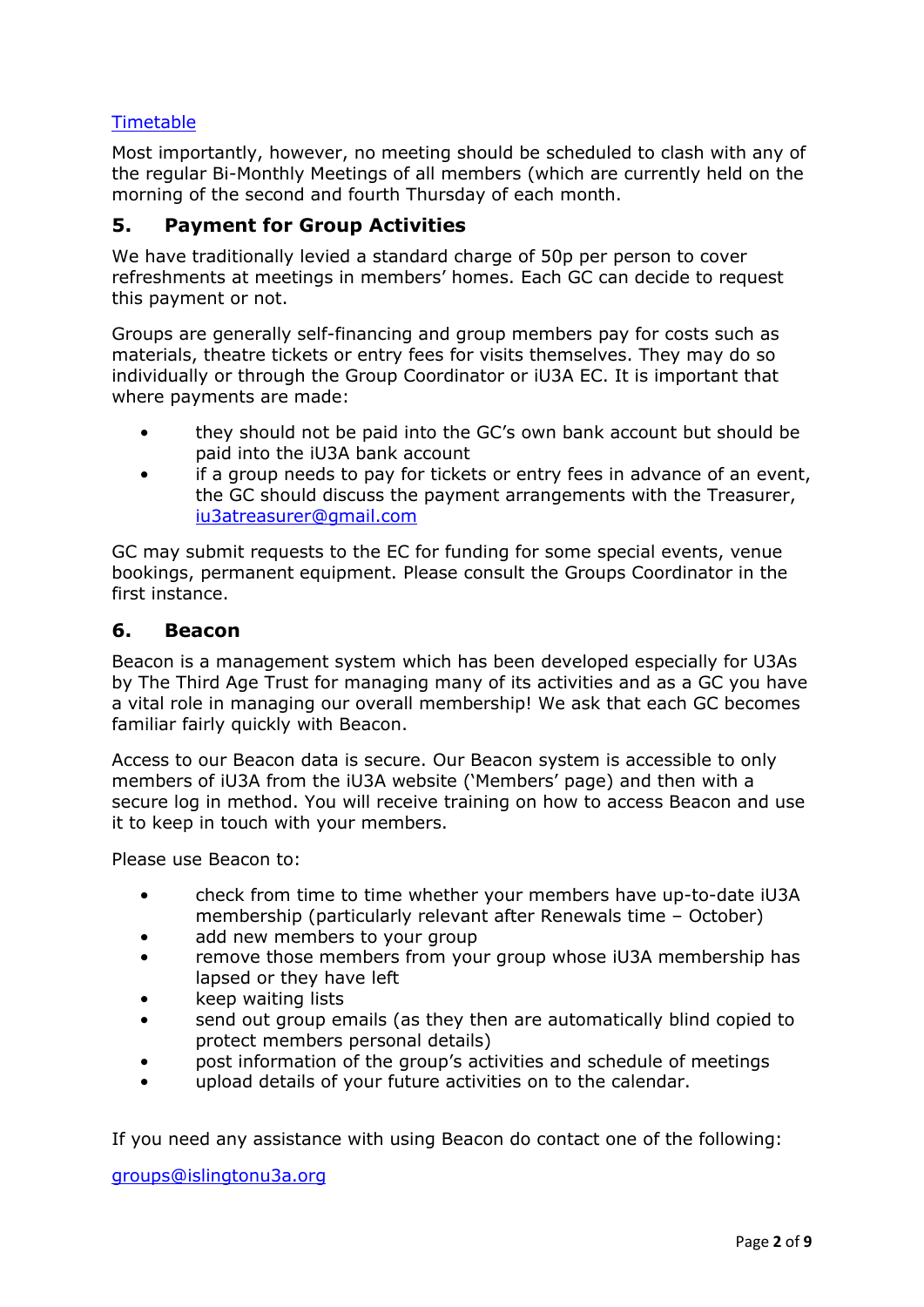[Timetable](#)

Most importantly, however, no meeting should be scheduled to clash with any of the regular Bi-Monthly Meetings of all members (which are currently held on the morning of the second and fourth Thursday of each month.

## 5. Payment for Group Activities

We have traditionally levied a standard charge of 50p per person to cover refreshments at meetings in members' homes. Each GC can decide to request this payment or not.

Groups are generally self-financing and group members pay for costs such as materials, theatre tickets or entry fees for visits themselves. They may do so individually or through the Group Coordinator or iU3A EC. It is important that where payments are made:

- they should not be paid into the GC's own bank account but should be paid into the iU3A bank account
- if a group needs to pay for tickets or entry fees in advance of an event, the GC should discuss the payment arrangements with the Treasurer, [iu3atreasurer@gmail.com](mailto:iu3atreasurer@gmail.com)

GC may submit requests to the EC for funding for some special events, venue bookings, permanent equipment. Please consult the Groups Coordinator in the first instance.

## 6. Beacon

Beacon is a management system which has been developed especially for U3As by The Third Age Trust for managing many of its activities and as a GC you have a vital role in managing our overall membership! We ask that each GC becomes familiar fairly quickly with Beacon.

Access to our Beacon data is secure. Our Beacon system is accessible to only members of iU3A from the iU3A website ('Members' page) and then with a secure log in method. You will receive training on how to access Beacon and use it to keep in touch with your members.

Please use Beacon to:

- check from time to time whether your members have up-to-date iU3A membership (particularly relevant after Renewals time – October)
- add new members to your group
- remove those members from your group whose iU3A membership has lapsed or they have left
- keep waiting lists
- send out group emails (as they then are automatically blind copied to protect members personal details)
- post information of the group's activities and schedule of meetings
- upload details of your future activities on to the calendar.

If you need any assistance with using Beacon do contact one of the following:

[groups@islingtonu3a.org](mailto:groups@islingtonu3a.org)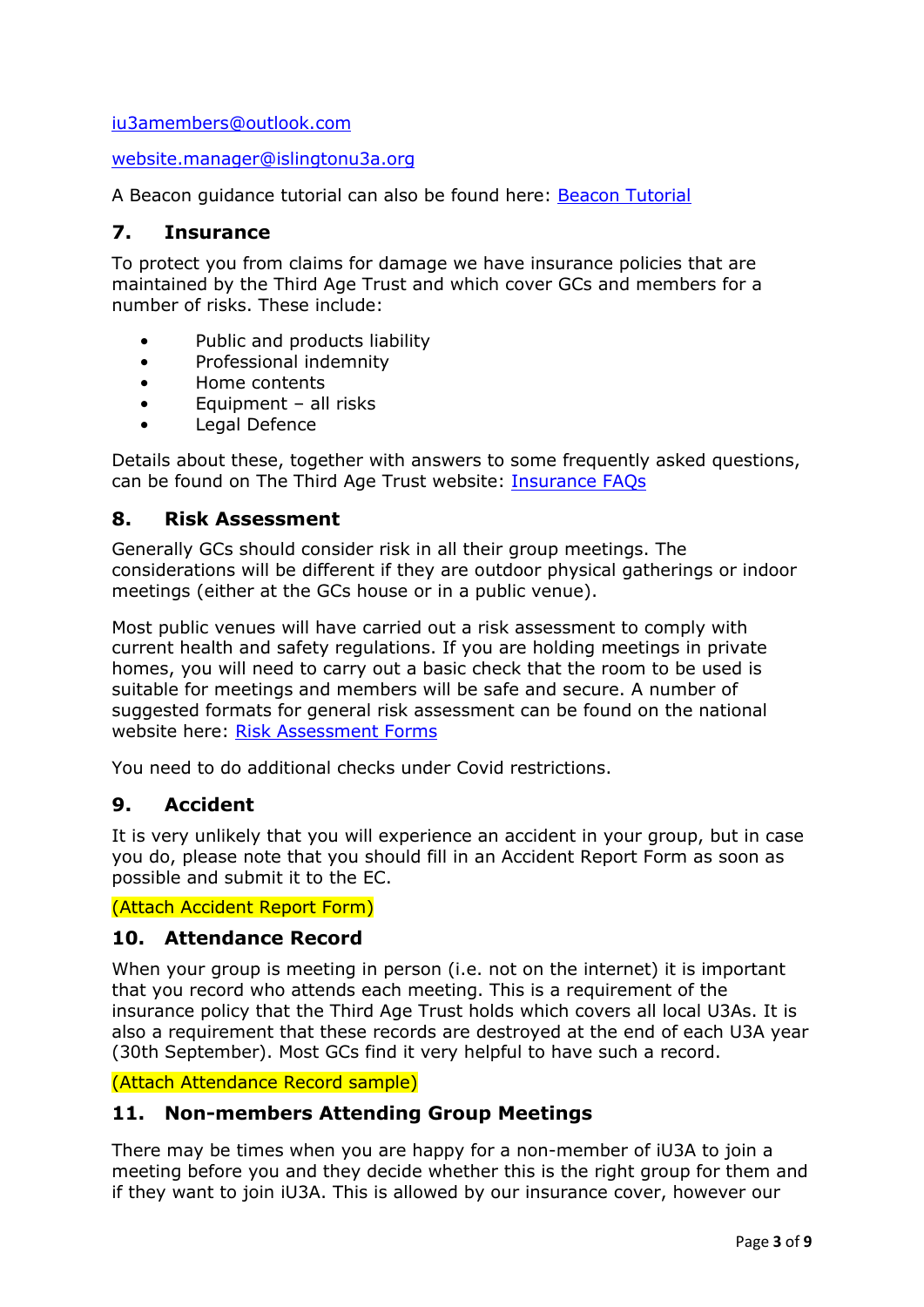[iu3amembers@outlook.com](mailto:iu3amembers@outlook.com)

[website.manager@islingtonu3a.org](mailto:website.manager@islingtonu3a.org)

A Beacon guidance tutorial can also be found here: [Beacon Tutorial]()

## 7. Insurance

To protect you from claims for damage we have insurance policies that are maintained by the Third Age Trust and which cover GCs and members for a number of risks. These include:

- Public and products liability
- Professional indemnity
- Home contents
- Equipment – all risks
- Legal Defence

Details about these, together with answers to some frequently asked questions, can be found on The Third Age Trust website: [Insurance FAQs]()

## 8. Risk Assessment

Generally GCs should consider risk in all their group meetings. The considerations will be different if they are outdoor physical gatherings or indoor meetings (either at the GCs house or in a public venue).

Most public venues will have carried out a risk assessment to comply with current health and safety regulations. If you are holding meetings in private homes, you will need to carry out a basic check that the room to be used is suitable for meetings and members will be safe and secure. A number of suggested formats for general risk assessment can be found on the national website here: [Risk Assessment Forms]()

You need to do additional checks under Covid restrictions.

## 9. Accident

It is very unlikely that you will experience an accident in your group, but in case you do, please note that you should fill in an Accident Report Form as soon as possible and submit it to the EC.

(Attach Accident Report Form)

## 10. Attendance Record

When your group is meeting in person (i.e. not on the internet) it is important that you record who attends each meeting. This is a requirement of the insurance policy that the Third Age Trust holds which covers all local U3As. It is also a requirement that these records are destroyed at the end of each U3A year (30th September). Most GCs find it very helpful to have such a record.

(Attach Attendance Record sample)

## 11. Non-members Attending Group Meetings

There may be times when you are happy for a non-member of iU3A to join a meeting before you and they decide whether this is the right group for them and if they want to join iU3A. This is allowed by our insurance cover, however our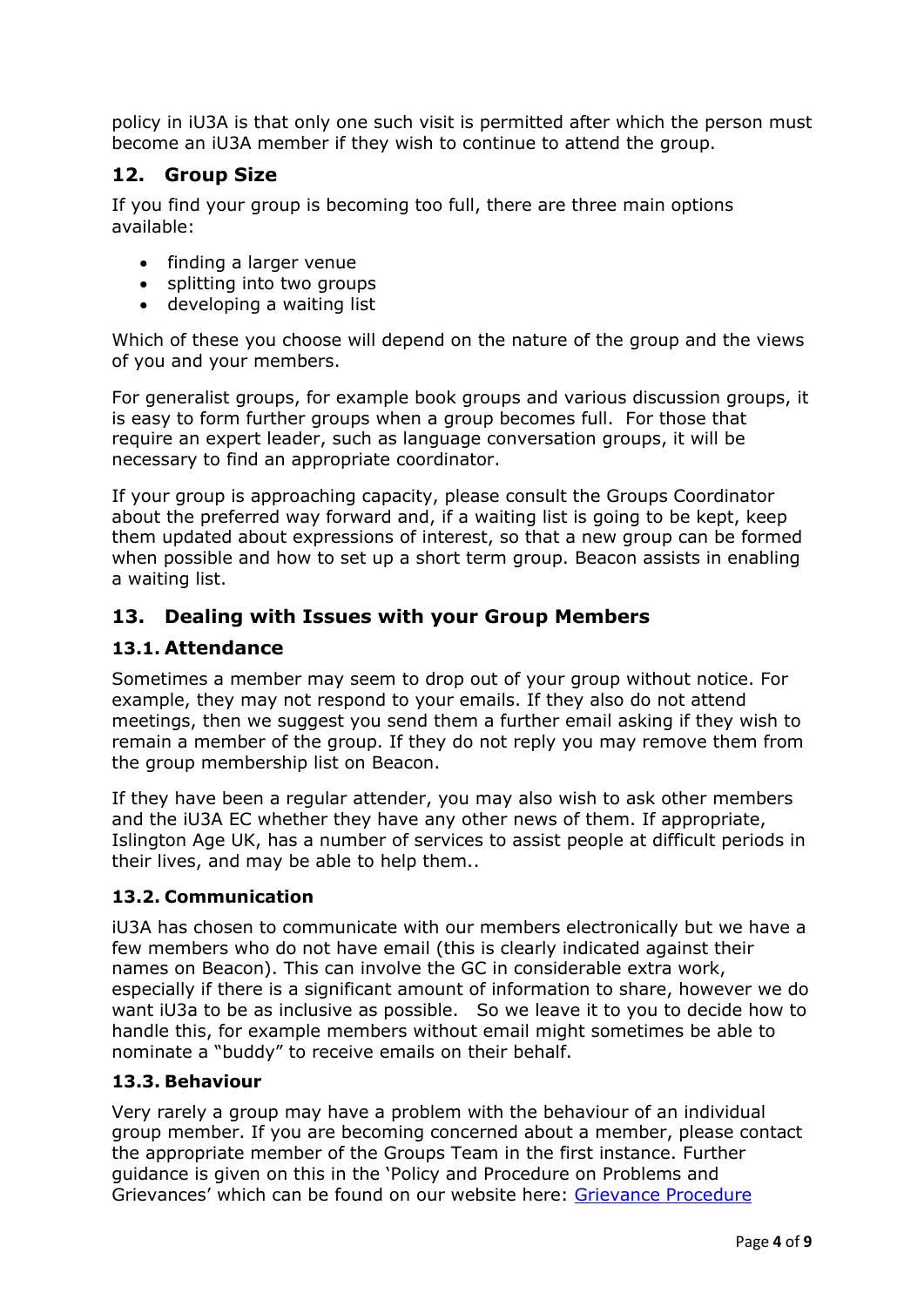policy in iU3A is that only one such visit is permitted after which the person must become an iU3A member if they wish to continue to attend the group.

## 12. Group Size

If you find your group is becoming too full, there are three main options available:

- finding a larger venue
- splitting into two groups
- developing a waiting list

Which of these you choose will depend on the nature of the group and the views of you and your members.

For generalist groups, for example book groups and various discussion groups, it is easy to form further groups when a group becomes full. For those that require an expert leader, such as language conversation groups, it will be necessary to find an appropriate coordinator.

If your group is approaching capacity, please consult the Groups Coordinator about the preferred way forward and, if a waiting list is going to be kept, keep them updated about expressions of interest, so that a new group can be formed when possible and how to set up a short term group. Beacon assists in enabling a waiting list.

## 13. Dealing with Issues with your Group Members

### 13.1. Attendance

Sometimes a member may seem to drop out of your group without notice. For example, they may not respond to your emails. If they also do not attend meetings, then we suggest you send them a further email asking if they wish to remain a member of the group. If they do not reply you may remove them from the group membership list on Beacon.

If they have been a regular attender, you may also wish to ask other members and the iU3A EC whether they have any other news of them. If appropriate, Islington Age UK, has a number of services to assist people at difficult periods in their lives, and may be able to help them..

### 13.2. Communication

iU3A has chosen to communicate with our members electronically but we have a few members who do not have email (this is clearly indicated against their names on Beacon). This can involve the GC in considerable extra work, especially if there is a significant amount of information to share, however we do want iU3a to be as inclusive as possible. So we leave it to you to decide how to handle this, for example members without email might sometimes be able to nominate a "buddy" to receive emails on their behalf.

### 13.3. Behaviour

Very rarely a group may have a problem with the behaviour of an individual group member. If you are becoming concerned about a member, please contact the appropriate member of the Groups Team in the first instance. Further guidance is given on this in the 'Policy and Procedure on Problems and Grievances' which can be found on our website here: Grievance Procedure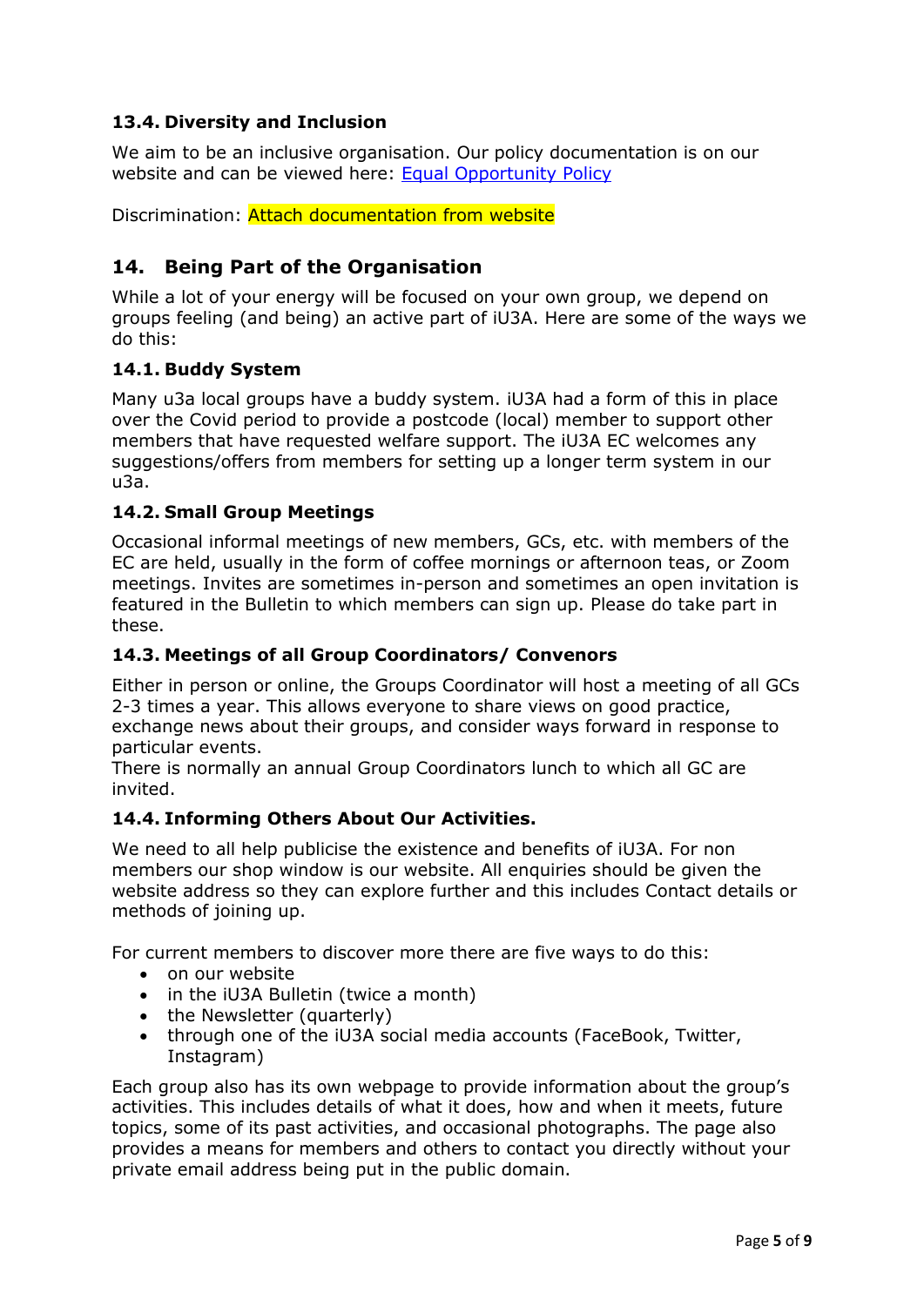### 13.4. Diversity and Inclusion

We aim to be an inclusive organisation. Our policy documentation is on our website and can be viewed here: [Equal Opportunity Policy]

Discrimination: Attach documentation from website

## 14. Being Part of the Organisation

While a lot of your energy will be focused on your own group, we depend on groups feeling (and being) an active part of iU3A. Here are some of the ways we do this:

### 14.1. Buddy System

Many u3a local groups have a buddy system. iU3A had a form of this in place over the Covid period to provide a postcode (local) member to support other members that have requested welfare support. The iU3A EC welcomes any suggestions/offers from members for setting up a longer term system in our u3a.

### 14.2. Small Group Meetings

Occasional informal meetings of new members, GCs, etc. with members of the EC are held, usually in the form of coffee mornings or afternoon teas, or Zoom meetings. Invites are sometimes in-person and sometimes an open invitation is featured in the Bulletin to which members can sign up. Please do take part in these.

### 14.3. Meetings of all Group Coordinators/ Convenors

Either in person or online, the Groups Coordinator will host a meeting of all GCs 2-3 times a year. This allows everyone to share views on good practice, exchange news about their groups, and consider ways forward in response to particular events.
There is normally an annual Group Coordinators lunch to which all GC are invited.

### 14.4. Informing Others About Our Activities.

We need to all help publicise the existence and benefits of iU3A. For non members our shop window is our website. All enquiries should be given the website address so they can explore further and this includes Contact details or methods of joining up.

For current members to discover more there are five ways to do this:

- on our website
- in the iU3A Bulletin (twice a month)
- the Newsletter (quarterly)
- through one of the iU3A social media accounts (FaceBook, Twitter, Instagram)

Each group also has its own webpage to provide information about the group's activities. This includes details of what it does, how and when it meets, future topics, some of its past activities, and occasional photographs. The page also provides a means for members and others to contact you directly without your private email address being put in the public domain.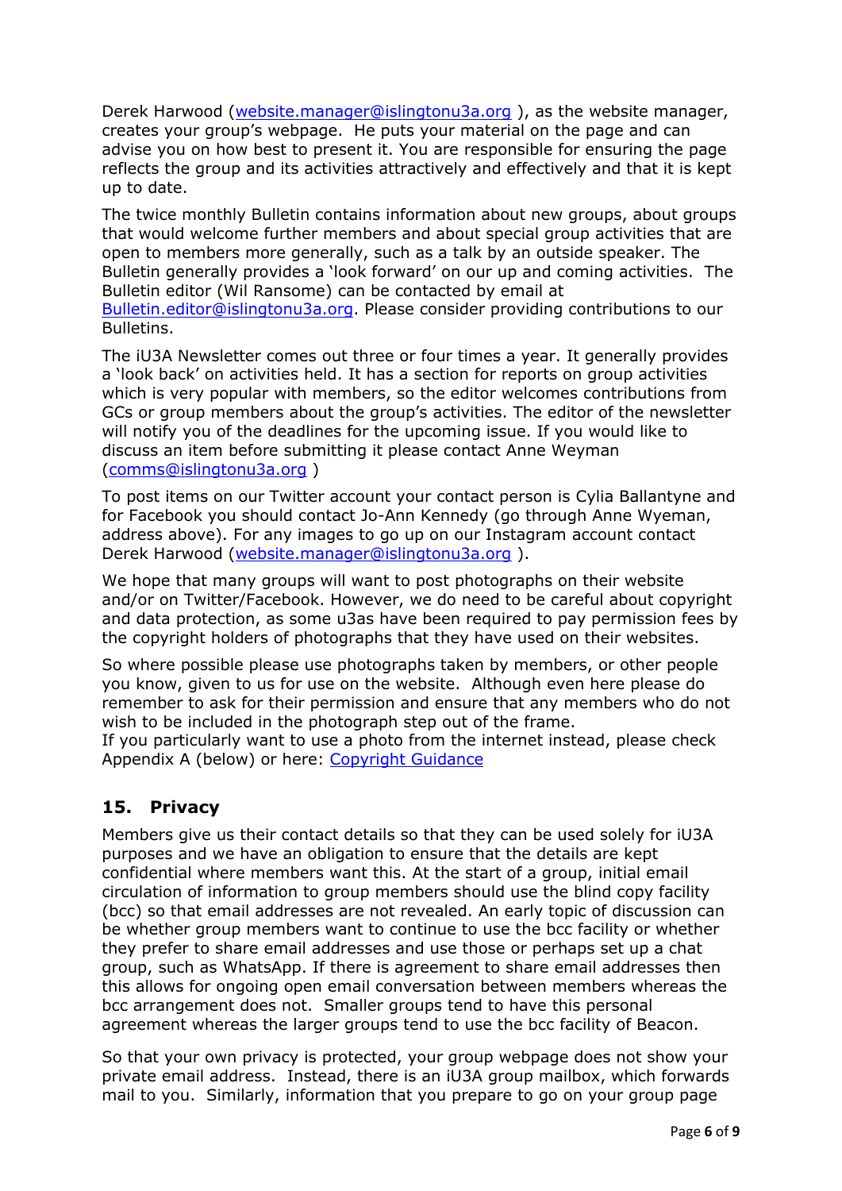Derek Harwood ([website.manager@islingtonu3a.org](mailto:website.manager@islingtonu3a.org) ), as the website manager, creates your group's webpage. He puts your material on the page and can advise you on how best to present it. You are responsible for ensuring the page reflects the group and its activities attractively and effectively and that it is kept up to date.

The twice monthly Bulletin contains information about new groups, about groups that would welcome further members and about special group activities that are open to members more generally, such as a talk by an outside speaker. The Bulletin generally provides a 'look forward' on our up and coming activities. The Bulletin editor (Wil Ransome) can be contacted by email at [Bulletin.editor@islingtonu3a.org](mailto:Bulletin.editor@islingtonu3a.org). Please consider providing contributions to our Bulletins.

The iU3A Newsletter comes out three or four times a year. It generally provides a 'look back' on activities held. It has a section for reports on group activities which is very popular with members, so the editor welcomes contributions from GCs or group members about the group's activities. The editor of the newsletter will notify you of the deadlines for the upcoming issue. If you would like to discuss an item before submitting it please contact Anne Weyman ([comms@islingtonu3a.org](mailto:comms@islingtonu3a.org) )

To post items on our Twitter account your contact person is Cylia Ballantyne and for Facebook you should contact Jo-Ann Kennedy (go through Anne Wyeman, address above). For any images to go up on our Instagram account contact Derek Harwood ([website.manager@islingtonu3a.org](mailto:website.manager@islingtonu3a.org) ).

We hope that many groups will want to post photographs on their website and/or on Twitter/Facebook. However, we do need to be careful about copyright and data protection, as some u3as have been required to pay permission fees by the copyright holders of photographs that they have used on their websites.

So where possible please use photographs taken by members, or other people you know, given to us for use on the website. Although even here please do remember to ask for their permission and ensure that any members who do not wish to be included in the photograph step out of the frame.
If you particularly want to use a photo from the internet instead, please check Appendix A (below) or here: Copyright Guidance

## 15. Privacy

Members give us their contact details so that they can be used solely for iU3A purposes and we have an obligation to ensure that the details are kept confidential where members want this. At the start of a group, initial email circulation of information to group members should use the blind copy facility (bcc) so that email addresses are not revealed. An early topic of discussion can be whether group members want to continue to use the bcc facility or whether they prefer to share email addresses and use those or perhaps set up a chat group, such as WhatsApp. If there is agreement to share email addresses then this allows for ongoing open email conversation between members whereas the bcc arrangement does not. Smaller groups tend to have this personal agreement whereas the larger groups tend to use the bcc facility of Beacon.

So that your own privacy is protected, your group webpage does not show your private email address. Instead, there is an iU3A group mailbox, which forwards mail to you. Similarly, information that you prepare to go on your group page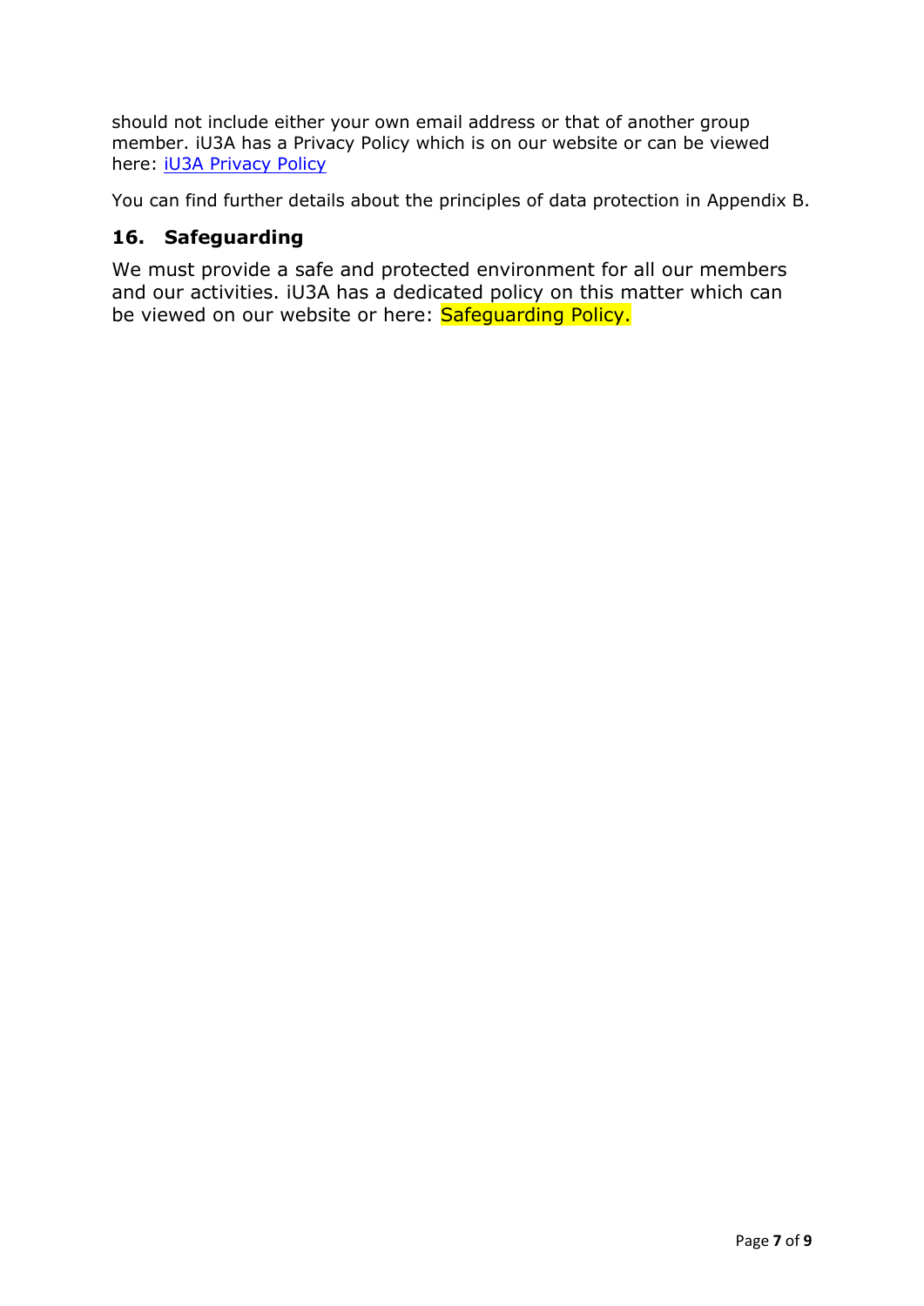should not include either your own email address or that of another group member. iU3A has a Privacy Policy which is on our website or can be viewed here: [iU3A Privacy Policy]

You can find further details about the principles of data protection in Appendix B.

## 16. Safeguarding

We must provide a safe and protected environment for all our members and our activities. iU3A has a dedicated policy on this matter which can be viewed on our website or here: Safeguarding Policy.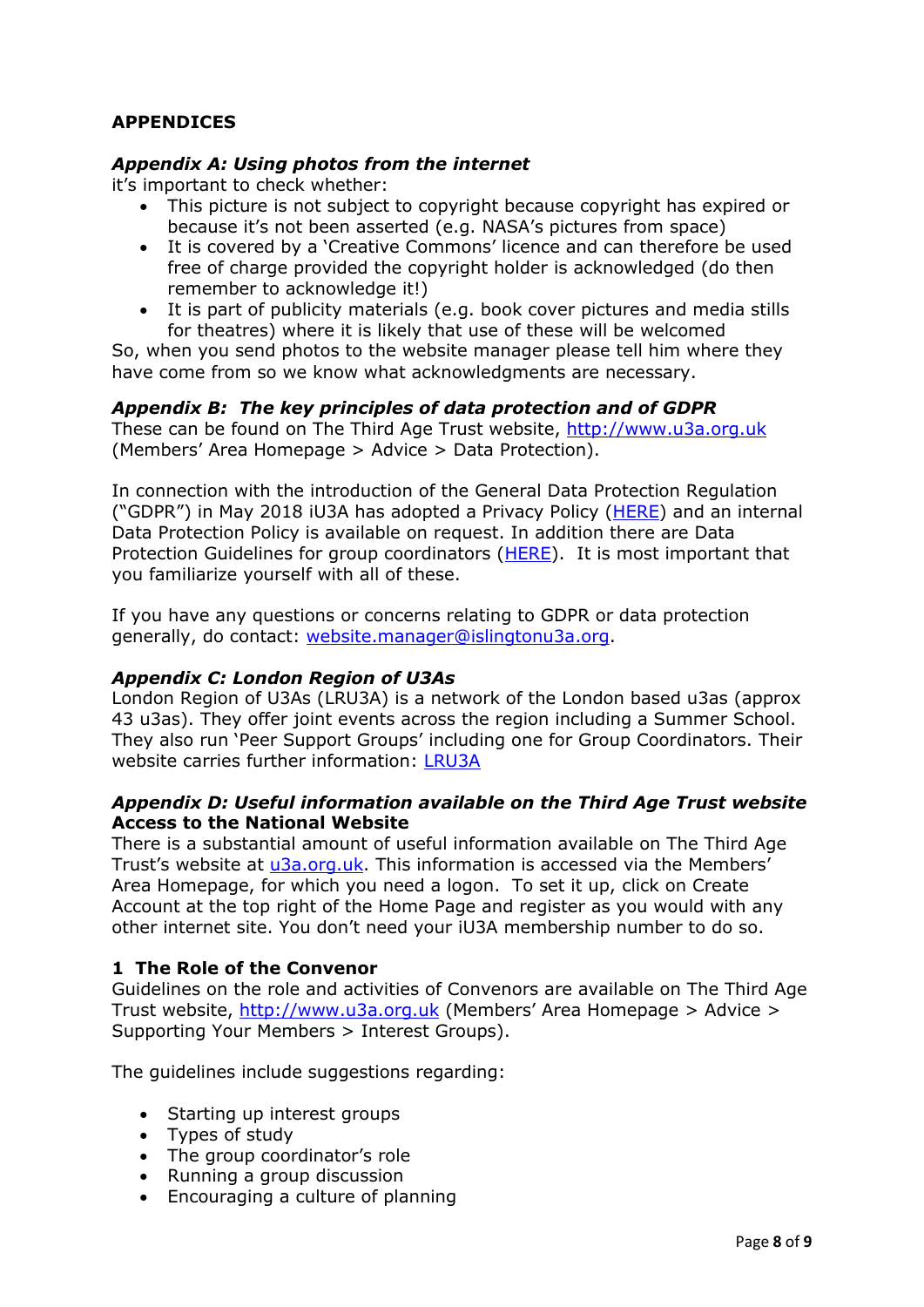## APPENDICES

### *Appendix A: Using photos from the internet*

it's important to check whether:

- This picture is not subject to copyright because copyright has expired or because it's not been asserted (e.g. NASA's pictures from space)
- It is covered by a 'Creative Commons' licence and can therefore be used free of charge provided the copyright holder is acknowledged (do then remember to acknowledge it!)
- It is part of publicity materials (e.g. book cover pictures and media stills for theatres) where it is likely that use of these will be welcomed

So, when you send photos to the website manager please tell him where they have come from so we know what acknowledgments are necessary.

### *Appendix B: The key principles of data protection and of GDPR*

These can be found on The Third Age Trust website, [http://www.u3a.org.uk](http://www.u3a.org.uk) (Members' Area Homepage > Advice > Data Protection).

In connection with the introduction of the General Data Protection Regulation ("GDPR") in May 2018 iU3A has adopted a Privacy Policy (HERE) and an internal Data Protection Policy is available on request. In addition there are Data Protection Guidelines for group coordinators (HERE). It is most important that you familiarize yourself with all of these.

If you have any questions or concerns relating to GDPR or data protection generally, do contact: website.manager@islingtonu3a.org.

### *Appendix C: London Region of U3As*

London Region of U3As (LRU3A) is a network of the London based u3as (approx 43 u3as). They offer joint events across the region including a Summer School. They also run 'Peer Support Groups' including one for Group Coordinators. Their website carries further information: LRU3A

### *Appendix D: Useful information available on the Third Age Trust website*

**Access to the National Website**

There is a substantial amount of useful information available on The Third Age Trust's website at u3a.org.uk. This information is accessed via the Members' Area Homepage, for which you need a logon. To set it up, click on Create Account at the top right of the Home Page and register as you would with any other internet site. You don't need your iU3A membership number to do so.

**1 The Role of the Convenor**

Guidelines on the role and activities of Convenors are available on The Third Age Trust website, [http://www.u3a.org.uk](http://www.u3a.org.uk) (Members' Area Homepage > Advice > Supporting Your Members > Interest Groups).

The guidelines include suggestions regarding:

- Starting up interest groups
- Types of study
- The group coordinator's role
- Running a group discussion
- Encouraging a culture of planning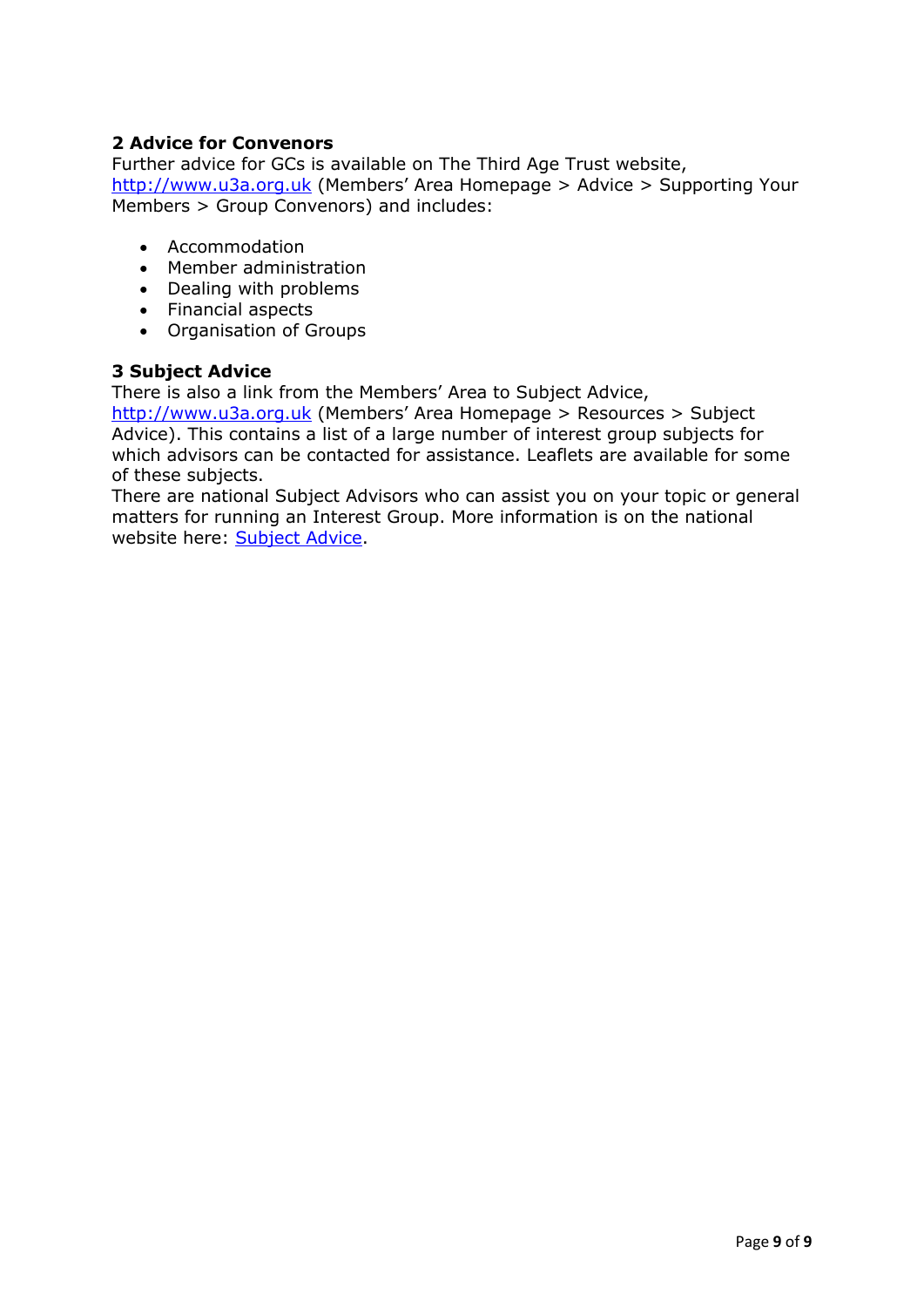## 2 Advice for Convenors

Further advice for GCs is available on The Third Age Trust website, http://www.u3a.org.uk (Members' Area Homepage > Advice > Supporting Your Members > Group Convenors) and includes:

- Accommodation
- Member administration
- Dealing with problems
- Financial aspects
- Organisation of Groups

## 3 Subject Advice

There is also a link from the Members' Area to Subject Advice, http://www.u3a.org.uk (Members' Area Homepage > Resources > Subject Advice). This contains a list of a large number of interest group subjects for which advisors can be contacted for assistance. Leaflets are available for some of these subjects.

There are national Subject Advisors who can assist you on your topic or general matters for running an Interest Group. More information is on the national website here: Subject Advice.